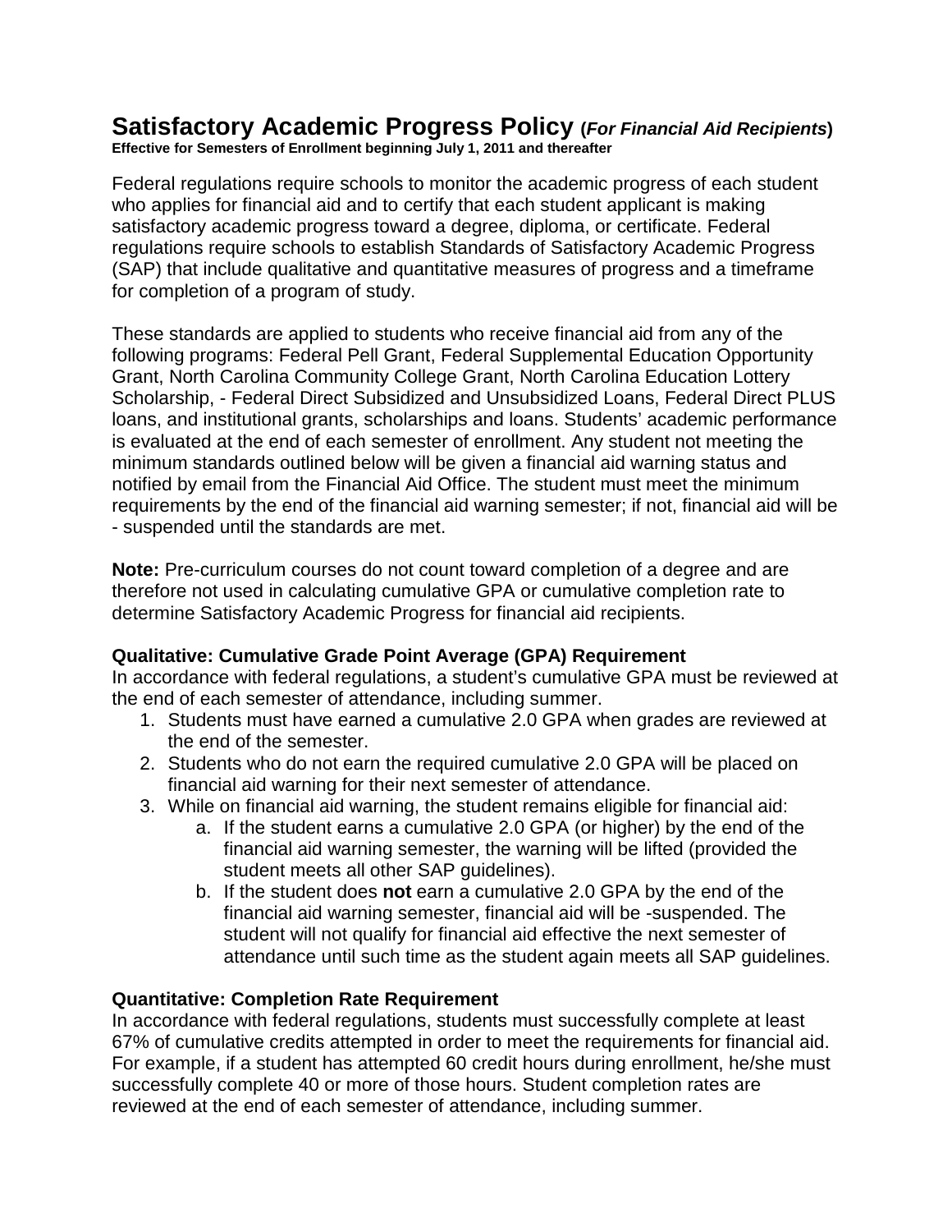# Satisfactory Academic Progress Policy (*For Financial Aid Recipients*)

**Effective for Semesters of Enrollment beginning July 1, 2011 and thereafter**

Federal regulations require schools to monitor the academic progress of each student who applies for financial aid and to certify that each student applicant is making satisfactory academic progress toward a degree, diploma, or certificate. Federal regulations require schools to establish Standards of Satisfactory Academic Progress (SAP) that include qualitative and quantitative measures of progress and a timeframe for completion of a program of study.

These standards are applied to students who receive financial aid from any of the following programs: Federal Pell Grant, Federal Supplemental Education Opportunity Grant, North Carolina Community College Grant, North Carolina Education Lottery Scholarship, - Federal Direct Subsidized and Unsubsidized Loans, Federal Direct PLUS loans, and institutional grants, scholarships and loans. Students' academic performance is evaluated at the end of each semester of enrollment. Any student not meeting the minimum standards outlined below will be given a financial aid warning status and notified by email from the Financial Aid Office. The student must meet the minimum requirements by the end of the financial aid warning semester; if not, financial aid will be - suspended until the standards are met.

**Note:** Pre-curriculum courses do not count toward completion of a degree and are therefore not used in calculating cumulative GPA or cumulative completion rate to determine Satisfactory Academic Progress for financial aid recipients.

### Qualitative: Cumulative Grade Point Average (GPA) Requirement

In accordance with federal regulations, a student's cumulative GPA must be reviewed at the end of each semester of attendance, including summer.

1. Students must have earned a cumulative 2.0 GPA when grades are reviewed at the end of the semester.
2. Students who do not earn the required cumulative 2.0 GPA will be placed on financial aid warning for their next semester of attendance.
3. While on financial aid warning, the student remains eligible for financial aid:
    a. If the student earns a cumulative 2.0 GPA (or higher) by the end of the financial aid warning semester, the warning will be lifted (provided the student meets all other SAP guidelines).
    b. If the student does **not** earn a cumulative 2.0 GPA by the end of the financial aid warning semester, financial aid will be -suspended. The student will not qualify for financial aid effective the next semester of attendance until such time as the student again meets all SAP guidelines.

### Quantitative: Completion Rate Requirement

In accordance with federal regulations, students must successfully complete at least 67% of cumulative credits attempted in order to meet the requirements for financial aid. For example, if a student has attempted 60 credit hours during enrollment, he/she must successfully complete 40 or more of those hours. Student completion rates are reviewed at the end of each semester of attendance, including summer.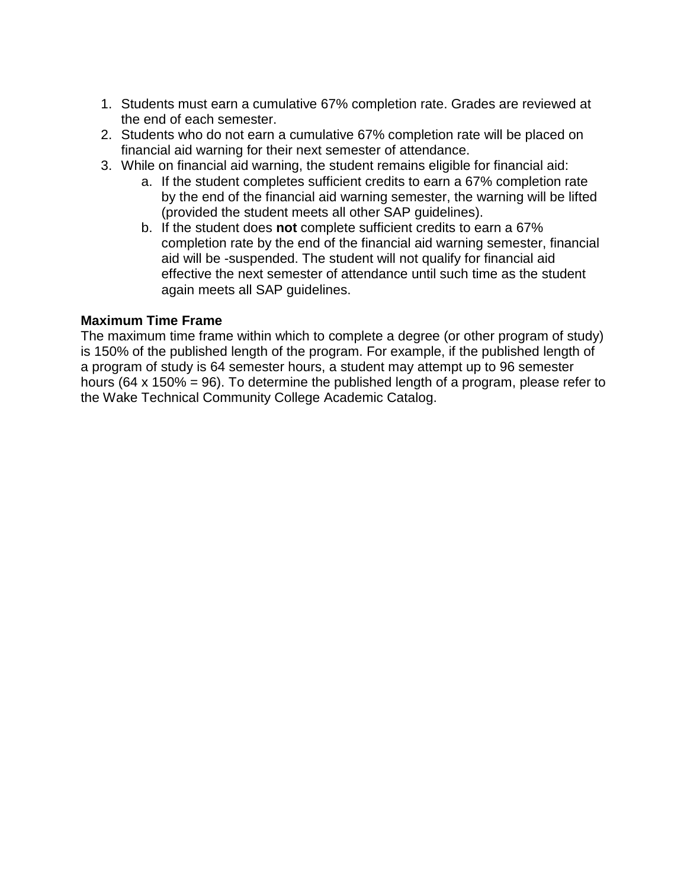1. Students must earn a cumulative 67% completion rate. Grades are reviewed at the end of each semester.
2. Students who do not earn a cumulative 67% completion rate will be placed on financial aid warning for their next semester of attendance.
3. While on financial aid warning, the student remains eligible for financial aid:
    a. If the student completes sufficient credits to earn a 67% completion rate by the end of the financial aid warning semester, the warning will be lifted (provided the student meets all other SAP guidelines).
    b. If the student does **not** complete sufficient credits to earn a 67% completion rate by the end of the financial aid warning semester, financial aid will be -suspended. The student will not qualify for financial aid effective the next semester of attendance until such time as the student again meets all SAP guidelines.

**Maximum Time Frame**

The maximum time frame within which to complete a degree (or other program of study) is 150% of the published length of the program. For example, if the published length of a program of study is 64 semester hours, a student may attempt up to 96 semester hours (64 x 150% = 96). To determine the published length of a program, please refer to the Wake Technical Community College Academic Catalog.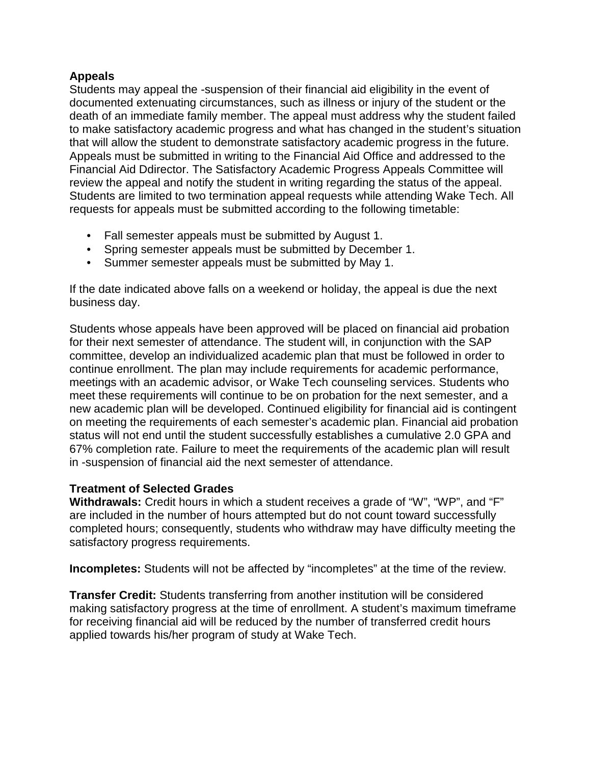**Appeals**

Students may appeal the -suspension of their financial aid eligibility in the event of documented extenuating circumstances, such as illness or injury of the student or the death of an immediate family member. The appeal must address why the student failed to make satisfactory academic progress and what has changed in the student's situation that will allow the student to demonstrate satisfactory academic progress in the future. Appeals must be submitted in writing to the Financial Aid Office and addressed to the Financial Aid Ddirector. The Satisfactory Academic Progress Appeals Committee will review the appeal and notify the student in writing regarding the status of the appeal. Students are limited to two termination appeal requests while attending Wake Tech. All requests for appeals must be submitted according to the following timetable:

- Fall semester appeals must be submitted by August 1.
- Spring semester appeals must be submitted by December 1.
- Summer semester appeals must be submitted by May 1.

If the date indicated above falls on a weekend or holiday, the appeal is due the next business day.

Students whose appeals have been approved will be placed on financial aid probation for their next semester of attendance. The student will, in conjunction with the SAP committee, develop an individualized academic plan that must be followed in order to continue enrollment. The plan may include requirements for academic performance, meetings with an academic advisor, or Wake Tech counseling services. Students who meet these requirements will continue to be on probation for the next semester, and a new academic plan will be developed. Continued eligibility for financial aid is contingent on meeting the requirements of each semester's academic plan. Financial aid probation status will not end until the student successfully establishes a cumulative 2.0 GPA and 67% completion rate. Failure to meet the requirements of the academic plan will result in -suspension of financial aid the next semester of attendance.

**Treatment of Selected Grades**

**Withdrawals:** Credit hours in which a student receives a grade of "W", "WP", and "F" are included in the number of hours attempted but do not count toward successfully completed hours; consequently, students who withdraw may have difficulty meeting the satisfactory progress requirements.

**Incompletes:** Students will not be affected by "incompletes" at the time of the review.

**Transfer Credit:** Students transferring from another institution will be considered making satisfactory progress at the time of enrollment. A student's maximum timeframe for receiving financial aid will be reduced by the number of transferred credit hours applied towards his/her program of study at Wake Tech.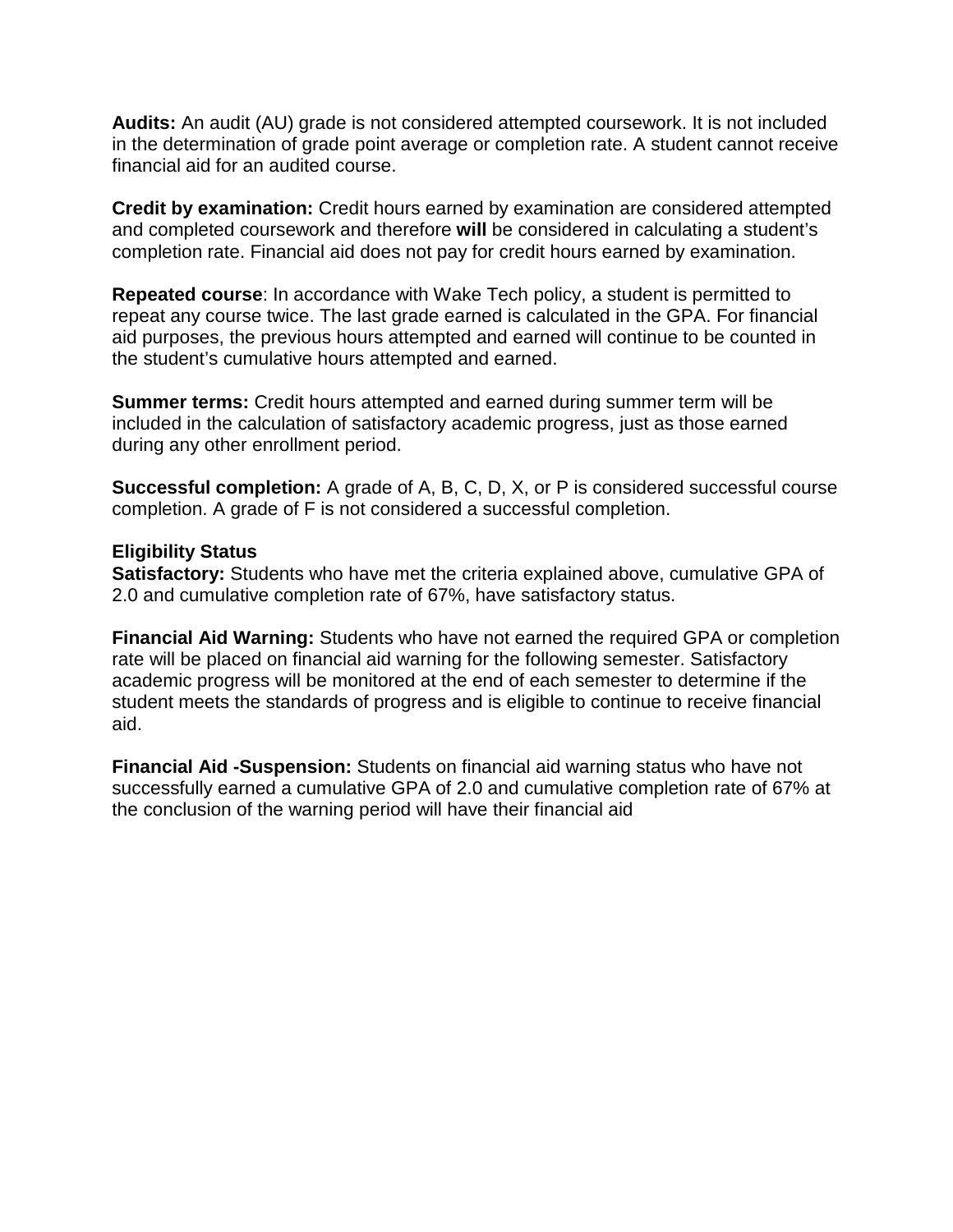**Audits:** An audit (AU) grade is not considered attempted coursework. It is not included in the determination of grade point average or completion rate. A student cannot receive financial aid for an audited course.

**Credit by examination:** Credit hours earned by examination are considered attempted and completed coursework and therefore **will** be considered in calculating a student's completion rate. Financial aid does not pay for credit hours earned by examination.

**Repeated course**: In accordance with Wake Tech policy, a student is permitted to repeat any course twice. The last grade earned is calculated in the GPA. For financial aid purposes, the previous hours attempted and earned will continue to be counted in the student's cumulative hours attempted and earned.

**Summer terms:** Credit hours attempted and earned during summer term will be included in the calculation of satisfactory academic progress, just as those earned during any other enrollment period.

**Successful completion:** A grade of A, B, C, D, X, or P is considered successful course completion. A grade of F is not considered a successful completion.

**Eligibility Status**

**Satisfactory:** Students who have met the criteria explained above, cumulative GPA of 2.0 and cumulative completion rate of 67%, have satisfactory status.

**Financial Aid Warning:** Students who have not earned the required GPA or completion rate will be placed on financial aid warning for the following semester. Satisfactory academic progress will be monitored at the end of each semester to determine if the student meets the standards of progress and is eligible to continue to receive financial aid.

**Financial Aid -Suspension:** Students on financial aid warning status who have not successfully earned a cumulative GPA of 2.0 and cumulative completion rate of 67% at the conclusion of the warning period will have their financial aid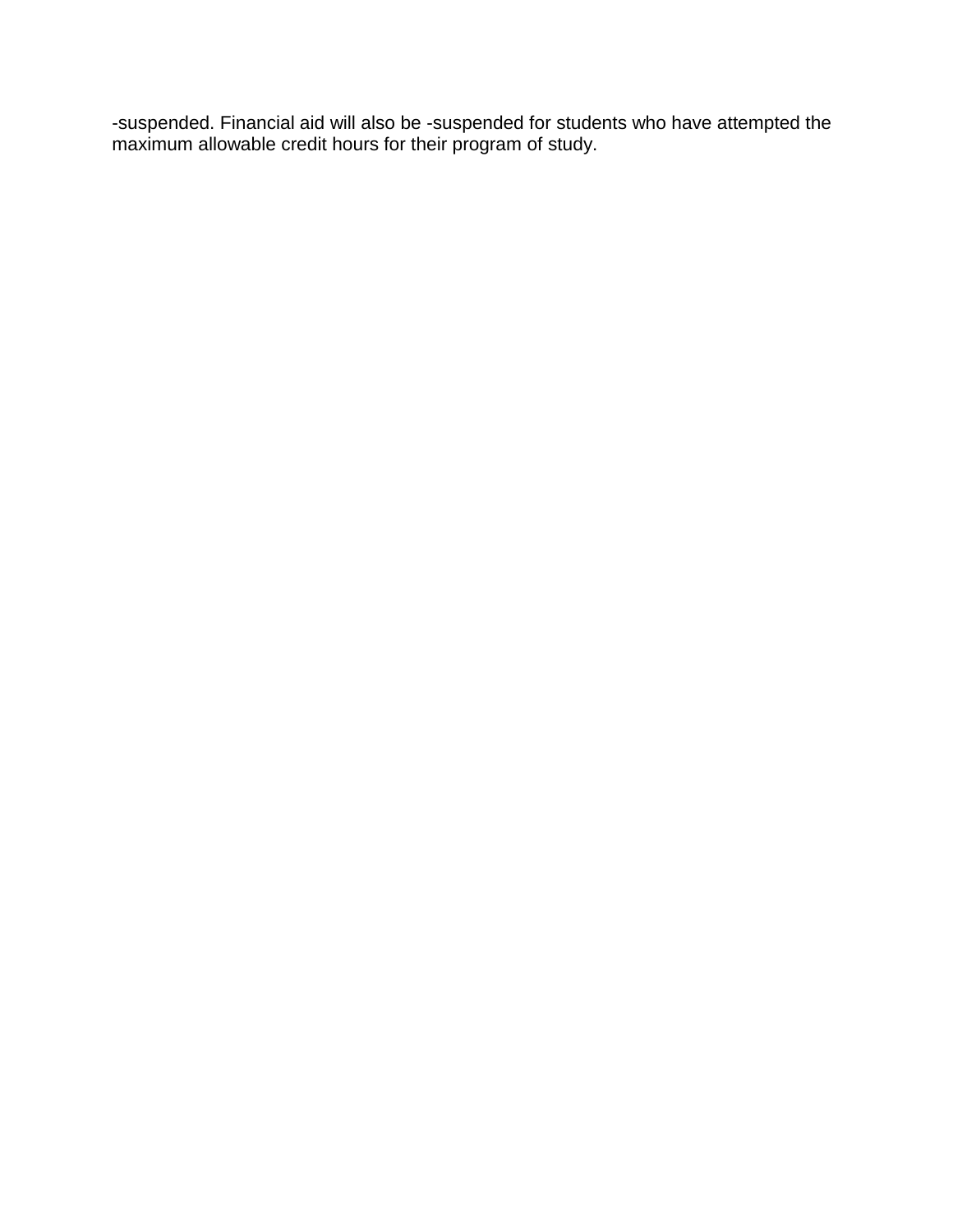-suspended. Financial aid will also be -suspended for students who have attempted the maximum allowable credit hours for their program of study.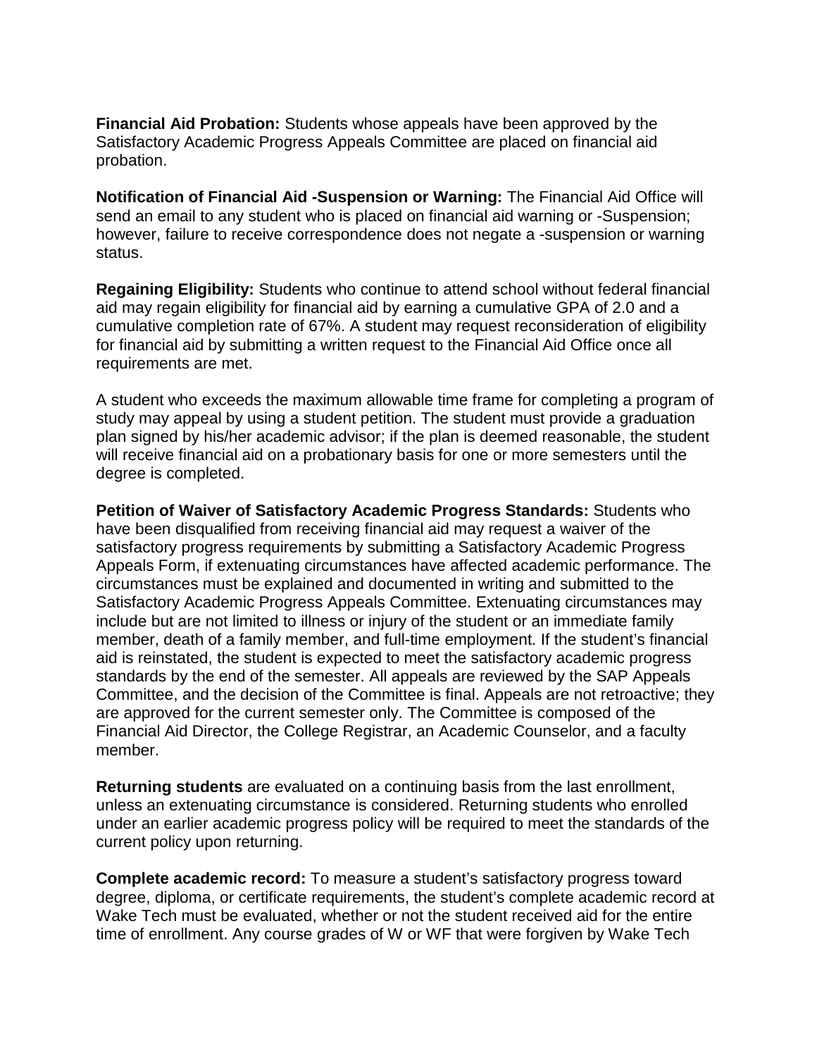**Financial Aid Probation:** Students whose appeals have been approved by the Satisfactory Academic Progress Appeals Committee are placed on financial aid probation.

**Notification of Financial Aid -Suspension or Warning:** The Financial Aid Office will send an email to any student who is placed on financial aid warning or -Suspension; however, failure to receive correspondence does not negate a -suspension or warning status.

**Regaining Eligibility:** Students who continue to attend school without federal financial aid may regain eligibility for financial aid by earning a cumulative GPA of 2.0 and a cumulative completion rate of 67%. A student may request reconsideration of eligibility for financial aid by submitting a written request to the Financial Aid Office once all requirements are met.

A student who exceeds the maximum allowable time frame for completing a program of study may appeal by using a student petition. The student must provide a graduation plan signed by his/her academic advisor; if the plan is deemed reasonable, the student will receive financial aid on a probationary basis for one or more semesters until the degree is completed.

**Petition of Waiver of Satisfactory Academic Progress Standards:** Students who have been disqualified from receiving financial aid may request a waiver of the satisfactory progress requirements by submitting a Satisfactory Academic Progress Appeals Form, if extenuating circumstances have affected academic performance. The circumstances must be explained and documented in writing and submitted to the Satisfactory Academic Progress Appeals Committee. Extenuating circumstances may include but are not limited to illness or injury of the student or an immediate family member, death of a family member, and full-time employment. If the student's financial aid is reinstated, the student is expected to meet the satisfactory academic progress standards by the end of the semester. All appeals are reviewed by the SAP Appeals Committee, and the decision of the Committee is final. Appeals are not retroactive; they are approved for the current semester only. The Committee is composed of the Financial Aid Director, the College Registrar, an Academic Counselor, and a faculty member.

**Returning students** are evaluated on a continuing basis from the last enrollment, unless an extenuating circumstance is considered. Returning students who enrolled under an earlier academic progress policy will be required to meet the standards of the current policy upon returning.

**Complete academic record:** To measure a student's satisfactory progress toward degree, diploma, or certificate requirements, the student's complete academic record at Wake Tech must be evaluated, whether or not the student received aid for the entire time of enrollment. Any course grades of W or WF that were forgiven by Wake Tech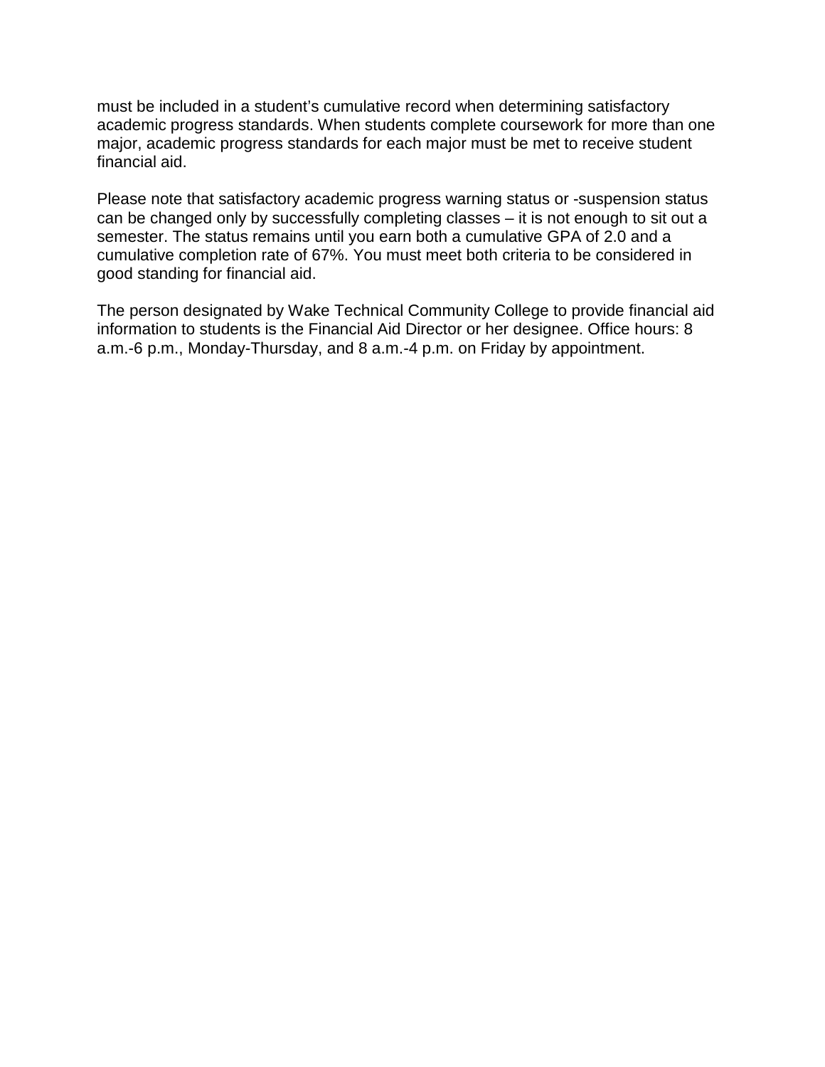must be included in a student’s cumulative record when determining satisfactory academic progress standards. When students complete coursework for more than one major, academic progress standards for each major must be met to receive student financial aid.

Please note that satisfactory academic progress warning status or -suspension status can be changed only by successfully completing classes – it is not enough to sit out a semester. The status remains until you earn both a cumulative GPA of 2.0 and a cumulative completion rate of 67%. You must meet both criteria to be considered in good standing for financial aid.

The person designated by Wake Technical Community College to provide financial aid information to students is the Financial Aid Director or her designee. Office hours: 8 a.m.-6 p.m., Monday-Thursday, and 8 a.m.-4 p.m. on Friday by appointment.